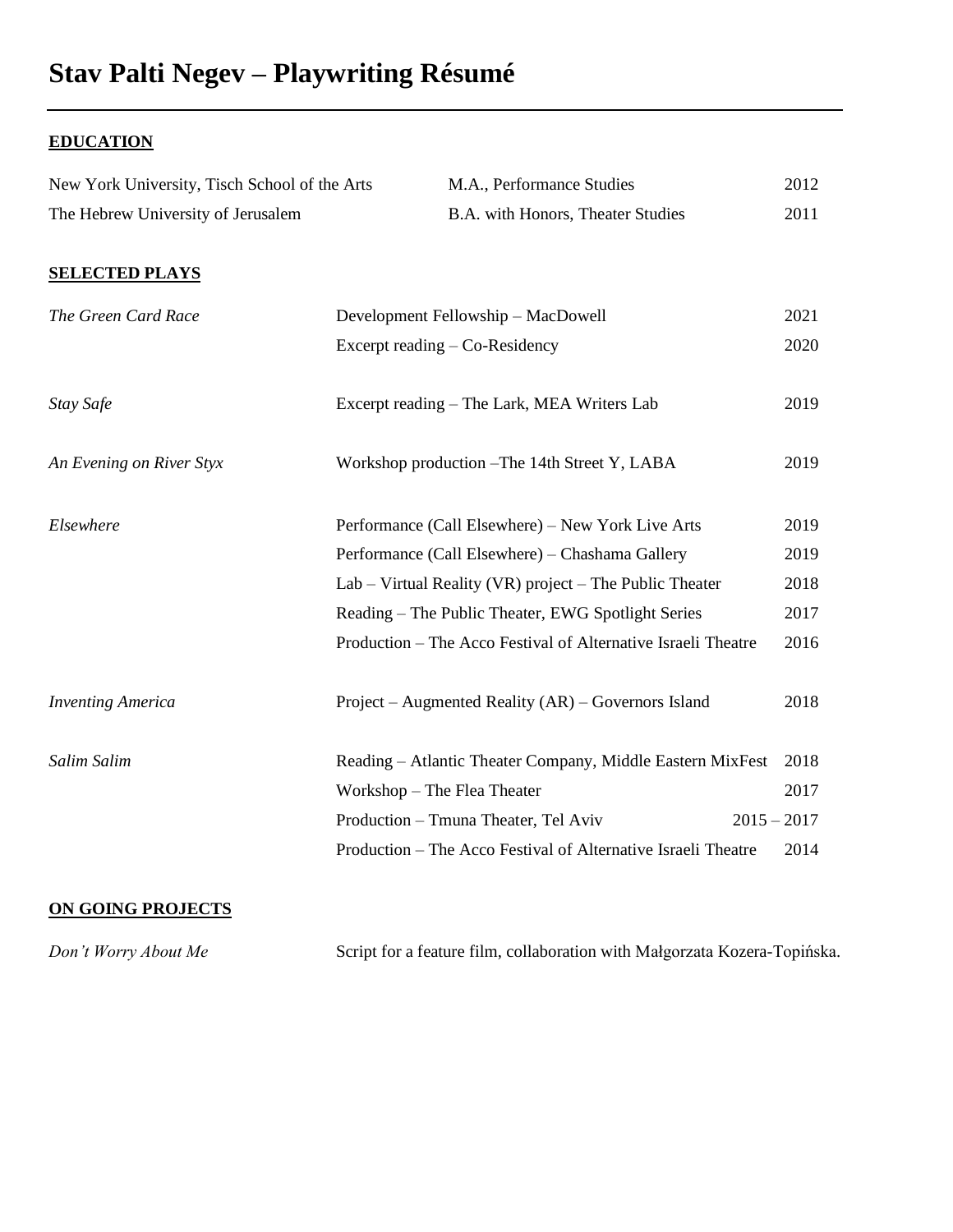# Stav Palti Negev – Playwriting Résumé

---

## EDUCATION

| | | |
|---|---|---|
| New York University, Tisch School of the Arts | M.A., Performance Studies | 2012 |
| The Hebrew University of Jerusalem | B.A. with Honors, Theater Studies | 2011 |

## SELECTED PLAYS

| | | |
|---|---|---|
| *The Green Card Race* | Development Fellowship – MacDowell | 2021 |
| | Excerpt reading – Co-Residency | 2020 |
| *Stay Safe* | Excerpt reading – The Lark, MEA Writers Lab | 2019 |
| *An Evening on River Styx* | Workshop production –The 14th Street Y, LABA | 2019 |
| *Elsewhere* | Performance (Call Elsewhere) – New York Live Arts | 2019 |
| | Performance (Call Elsewhere) – Chashama Gallery | 2019 |
| | Lab – Virtual Reality (VR) project – The Public Theater | 2018 |
| | Reading – The Public Theater, EWG Spotlight Series | 2017 |
| | Production – The Acco Festival of Alternative Israeli Theatre | 2016 |
| *Inventing America* | Project – Augmented Reality (AR) – Governors Island | 2018 |
| *Salim Salim* | Reading – Atlantic Theater Company, Middle Eastern MixFest | 2018 |
| | Workshop – The Flea Theater | 2017 |
| | Production – Tmuna Theater, Tel Aviv | 2015 – 2017 |
| | Production – The Acco Festival of Alternative Israeli Theatre | 2014 |

## ON GOING PROJECTS

*Don't Worry About Me* — Script for a feature film, collaboration with Małgorzata Kozera-Topińska.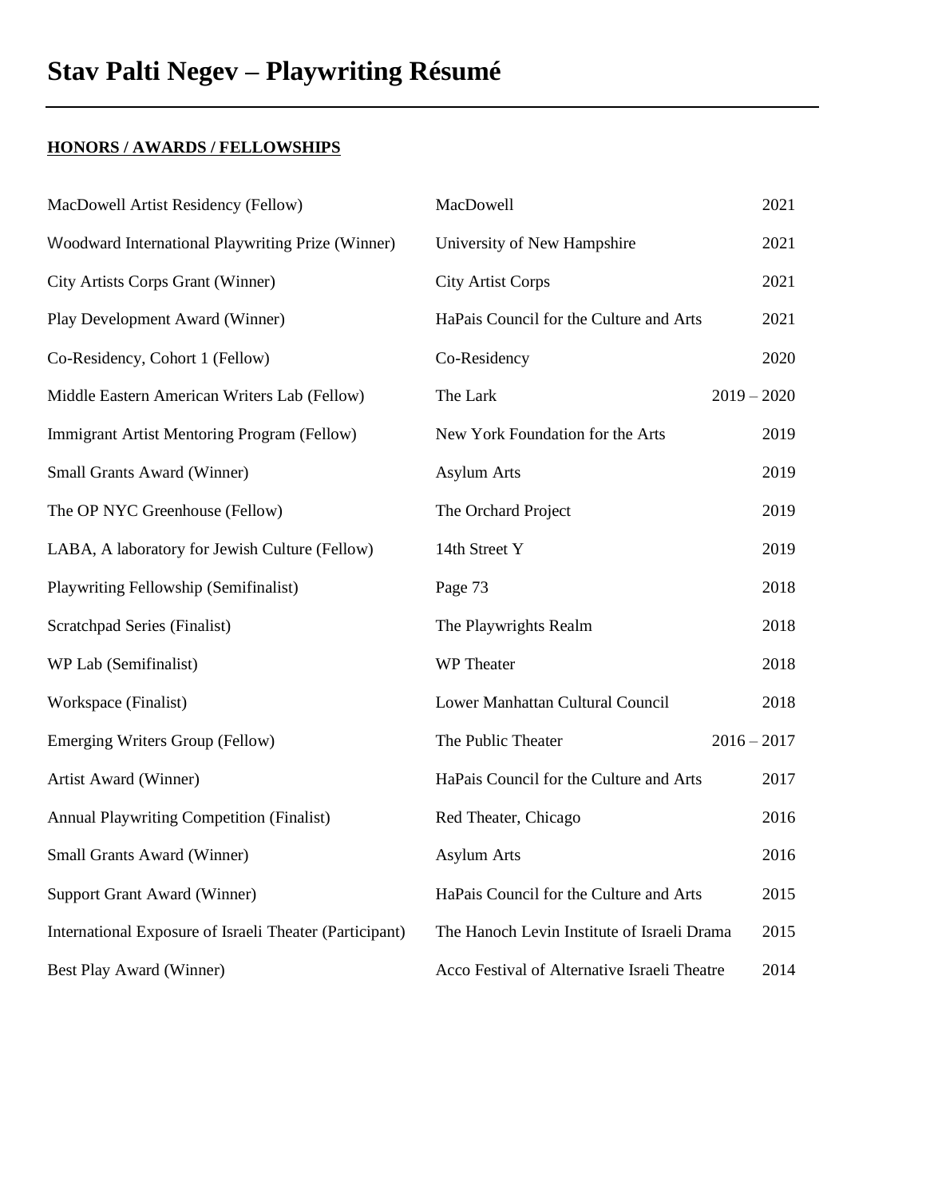# Stav Palti Negev – Playwriting Résumé

**HONORS / AWARDS / FELLOWSHIPS**

| | | |
|---|---|---|
| MacDowell Artist Residency (Fellow) | MacDowell | 2021 |
| Woodward International Playwriting Prize (Winner) | University of New Hampshire | 2021 |
| City Artists Corps Grant (Winner) | City Artist Corps | 2021 |
| Play Development Award (Winner) | HaPais Council for the Culture and Arts | 2021 |
| Co-Residency, Cohort 1 (Fellow) | Co-Residency | 2020 |
| Middle Eastern American Writers Lab (Fellow) | The Lark | 2019 – 2020 |
| Immigrant Artist Mentoring Program (Fellow) | New York Foundation for the Arts | 2019 |
| Small Grants Award (Winner) | Asylum Arts | 2019 |
| The OP NYC Greenhouse (Fellow) | The Orchard Project | 2019 |
| LABA, A laboratory for Jewish Culture (Fellow) | 14th Street Y | 2019 |
| Playwriting Fellowship (Semifinalist) | Page 73 | 2018 |
| Scratchpad Series (Finalist) | The Playwrights Realm | 2018 |
| WP Lab (Semifinalist) | WP Theater | 2018 |
| Workspace (Finalist) | Lower Manhattan Cultural Council | 2018 |
| Emerging Writers Group (Fellow) | The Public Theater | 2016 – 2017 |
| Artist Award (Winner) | HaPais Council for the Culture and Arts | 2017 |
| Annual Playwriting Competition (Finalist) | Red Theater, Chicago | 2016 |
| Small Grants Award (Winner) | Asylum Arts | 2016 |
| Support Grant Award (Winner) | HaPais Council for the Culture and Arts | 2015 |
| International Exposure of Israeli Theater (Participant) | The Hanoch Levin Institute of Israeli Drama | 2015 |
| Best Play Award (Winner) | Acco Festival of Alternative Israeli Theatre | 2014 |